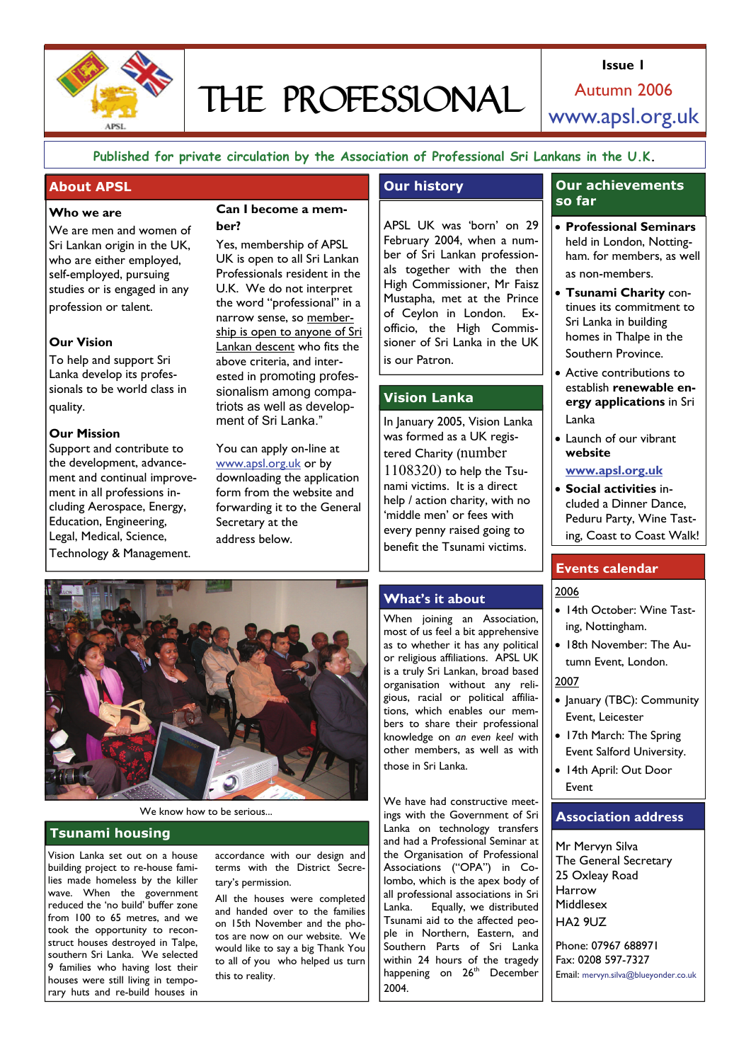# THE PROFESSIONAL

**Issue 1**

Autumn 2006

www.apsl.org.uk

Published for private circulation by the Association of Professional Sri Lankans in the U.K.

## About APSL

### Who we are

We are men and women of Sri Lankan origin in the UK, who are either employed, self-employed, pursuing studies or is engaged in any profession or talent.

### Our Vision

To help and support Sri Lanka develop its professionals to be world class in quality.

### Our Mission

Support and contribute to the development, advancement and continual improvement in all professions including Aerospace, Energy, Education, Engineering, Legal, Medical, Science, Technology & Management.

### Can I become a member?

Yes, membership of APSL UK is open to all Sri Lankan Professionals resident in the U.K. We do not interpret the word "professional" in a narrow sense, so membership is open to anyone of Sri Lankan descent who fits the above criteria, and interested in promoting professionalism among compatriots as well as development of Sri Lanka."

You can apply on-line at www.apsl.org.uk or by downloading the application form from the website and forwarding it to the General Secretary at the address below.

We know how to be serious...

## Tsunami housing

Vision Lanka set out on a house building project to re-house families made homeless by the killer wave. When the government reduced the 'no build' buffer zone from 100 to 65 metres, and we took the opportunity to reconstruct houses destroyed in Talpe, southern Sri Lanka. We selected 9 families who having lost their houses were still living in temporary huts and re-build houses in accordance with our design and terms with the District Secretary's permission.

All the houses were completed and handed over to the families on 15th November and the photos are now on our website. We would like to say a big Thank You to all of you who helped us turn this to reality.

## Our history

APSL UK was 'born' on 29 February 2004, when a number of Sri Lankan professionals together with the then High Commissioner, Mr Faisz Mustapha, met at the Prince of Ceylon in London. Ex-officio, the High Commissioner of Sri Lanka in the UK is our Patron.

## Vision Lanka

In January 2005, Vision Lanka was formed as a UK registered Charity (number 1108320) to help the Tsunami victims. It is a direct help / action charity, with no 'middle men' or fees with every penny raised going to benefit the Tsunami victims.

## What's it about

When joining an Association, most of us feel a bit apprehensive as to whether it has any political or religious affiliations. APSL UK is a truly Sri Lankan, broad based organisation without any religious, racial or political affiliations, which enables our members to share their professional knowledge on *an even keel* with other members, as well as with those in Sri Lanka.

We have had constructive meetings with the Government of Sri Lanka on technology transfers and had a Professional Seminar at the Organisation of Professional Associations ("OPA") in Colombo, which is the apex body of all professional associations in Sri Lanka. Equally, we distributed Tsunami aid to the affected people in Northern, Eastern, and Southern Parts of Sri Lanka within 24 hours of the tragedy happening on 26th December 2004.

## Our achievements so far

- **Professional Seminars** held in London, Nottingham. for members, as well as non-members.
- **Tsunami Charity** continues its commitment to Sri Lanka in building homes in Thalpe in the Southern Province.
- Active contributions to establish **renewable energy applications** in Sri Lanka
- Launch of our vibrant **website** **www.apsl.org.uk**
- **Social activities** included a Dinner Dance, Peduru Party, Wine Tasting, Coast to Coast Walk!

## Events calendar

2006

- 14th October: Wine Tasting, Nottingham.
- 18th November: The Autumn Event, London.

2007

- January (TBC): Community Event, Leicester
- 17th March: The Spring Event Salford University.
- 14th April: Out Door Event

## Association address

Mr Mervyn Silva
The General Secretary
25 Oxleay Road
Harrow
Middlesex
HA2 9UZ

Phone: 07967 688971
Fax: 0208 597-7327
Email: mervyn.silva@blueyonder.co.uk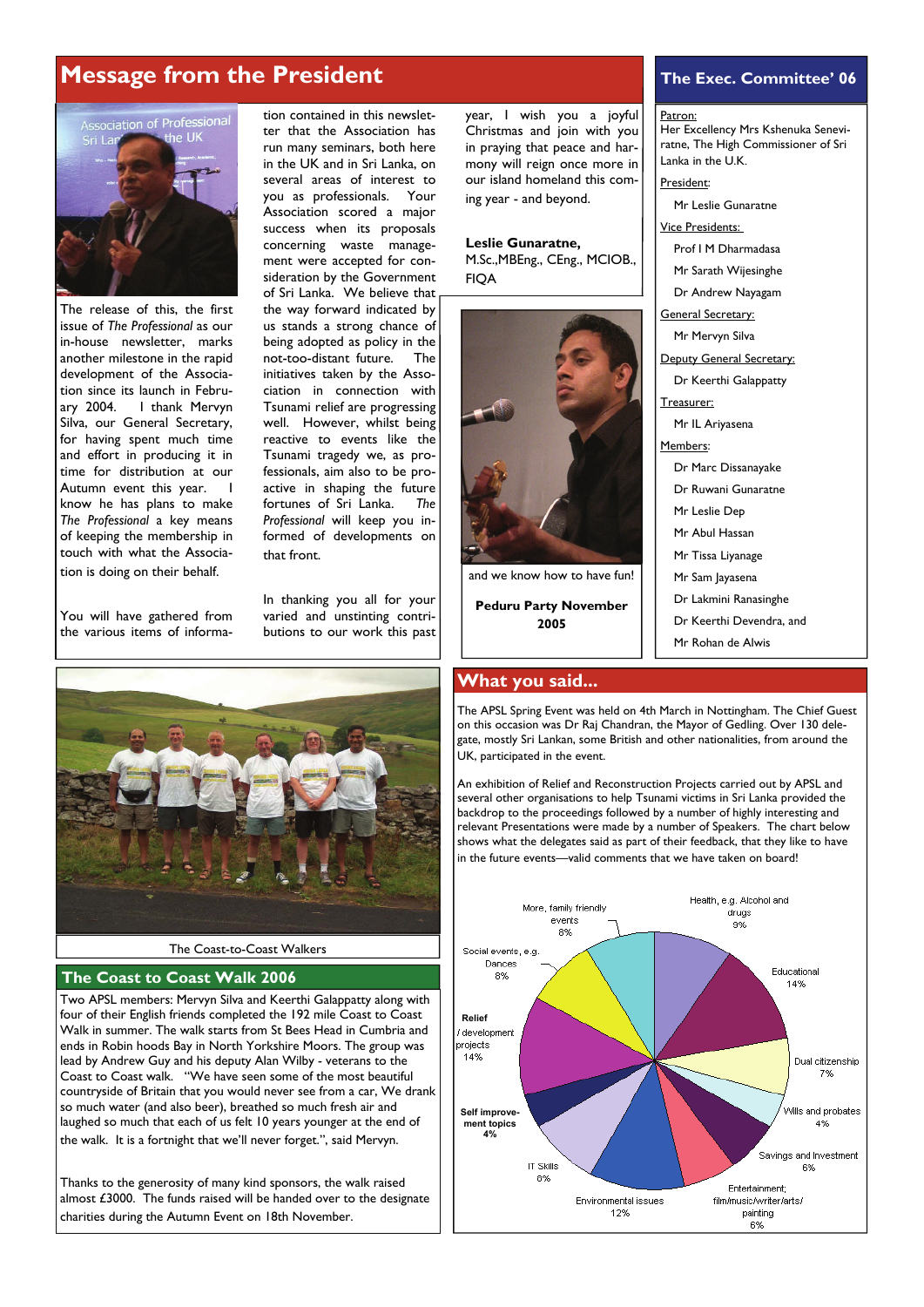# Message from the President

The release of this, the first issue of *The Professional* as our in-house newsletter, marks another milestone in the rapid development of the Association since its launch in February 2004. I thank Mervyn Silva, our General Secretary, for having spent much time and effort in producing it in time for distribution at our Autumn event this year. I know he has plans to make *The Professional* a key means of keeping the membership in touch with what the Association is doing on their behalf.

You will have gathered from the various items of information contained in this newsletter that the Association has run many seminars, both here in the UK and in Sri Lanka, on several areas of interest to you as professionals. Your Association scored a major success when its proposals concerning waste management were accepted for consideration by the Government of Sri Lanka. We believe that the way forward indicated by us stands a strong chance of being adopted as policy in the not-too-distant future. The initiatives taken by the Association in connection with Tsunami relief are progressing well. However, whilst being reactive to events like the Tsunami tragedy we, as professionals, aim also to be proactive in shaping the future fortunes of Sri Lanka. *The Professional* will keep you informed of developments on that front.

In thanking you all for your varied and unstinting contributions to our work this past year, I wish you a joyful Christmas and join with you in praying that peace and harmony will reign once more in our island homeland this coming year - and beyond.

**Leslie Gunaratne,**
M.Sc.,MBEng., CEng., MCIOB., FIQA

and we know how to have fun!

**Peduru Party November 2005**

## The Exec. Committee' 06

Patron:
Her Excellency Mrs Kshenuka Senevi­ratne, The High Commissioner of Sri Lanka in the U.K.

President:
Mr Leslie Gunaratne

Vice Presidents:
Prof I M Dharmadasa
Mr Sarath Wijesinghe
Dr Andrew Nayagam

General Secretary:
Mr Mervyn Silva

Deputy General Secretary:
Dr Keerthi Galappatty

Treasurer:
Mr IL Ariyasena

Members:
Dr Marc Dissanayake
Dr Ruwani Gunaratne
Mr Leslie Dep
Mr Abul Hassan
Mr Tissa Liyanage
Mr Sam Jayasena
Dr Lakmini Ranasinghe
Dr Keerthi Devendra, and
Mr Rohan de Alwis

The Coast-to-Coast Walkers

## The Coast to Coast Walk 2006

Two APSL members: Mervyn Silva and Keerthi Galappatty along with four of their English friends completed the 192 mile Coast to Coast Walk in summer. The walk starts from St Bees Head in Cumbria and ends in Robin hoods Bay in North Yorkshire Moors. The group was lead by Andrew Guy and his deputy Alan Wilby - veterans to the Coast to Coast walk. "We have seen some of the most beautiful countryside of Britain that you would never see from a car, We drank so much water (and also beer), breathed so much fresh air and laughed so much that each of us felt 10 years younger at the end of the walk. It is a fortnight that we'll never forget.", said Mervyn.

Thanks to the generosity of many kind sponsors, the walk raised almost £3000. The funds raised will be handed over to the designate charities during the Autumn Event on 18th November.

## What you said...

The APSL Spring Event was held on 4th March in Nottingham. The Chief Guest on this occasion was Dr Raj Chandran, the Mayor of Gedling. Over 130 delegate, mostly Sri Lankan, some British and other nationalities, from around the UK, participated in the event.

An exhibition of Relief and Reconstruction Projects carried out by APSL and several other organisations to help Tsunami victims in Sri Lanka provided the backdrop to the proceedings followed by a number of highly interesting and relevant Presentations were made by a number of Speakers. The chart below shows what the delegates said as part of their feedback, that they like to have in the future events—valid comments that we have taken on board!

Health, e.g. Alcohol and drugs 9%
Educational 14%
Dual citizenship 7%
Wills and probates 4%
Savings and Investment 6%
Entertainment; film/music/writer/arts/painting 6%
Environmental issues 12%
IT Skills 6%
**Self improvement topics 4%**
**Relief** / development projects 14%
Social events, e.g. Dances 8%
More, family friendly events 8%